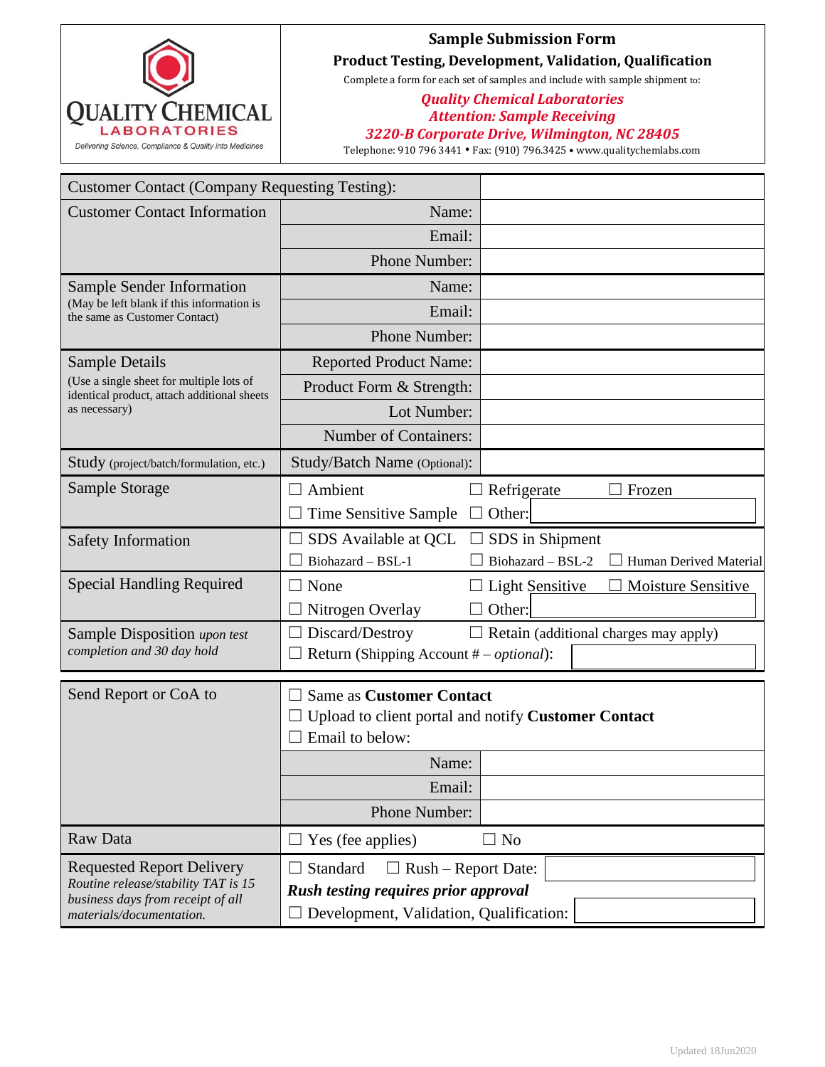QUALITY CHEMICAL LABORATORIES

Delivering Science, Compliance & Quality into Medicines

# Sample Submission Form

## Product Testing, Development, Validation, Qualification

Complete a form for each set of samples and include with sample shipment to:

***Quality Chemical Laboratories***
***Attention: Sample Receiving***
***3220-B Corporate Drive, Wilmington, NC 28405***

Telephone: 910 796 3441 • Fax: (910) 796.3425 • www.qualitychemlabs.com

| Customer Contact (Company Requesting Testing): | | |
|---|---|---|
| Customer Contact Information | Name: | |
| | Email: | |
| | Phone Number: | |
| Sample Sender Information (May be left blank if this information is the same as Customer Contact) | Name: | |
| | Email: | |
| | Phone Number: | |
| Sample Details (Use a single sheet for multiple lots of identical product, attach additional sheets as necessary) | Reported Product Name: | |
| | Product Form & Strength: | |
| | Lot Number: | |
| | Number of Containers: | |
| Study (project/batch/formulation, etc.) | Study/Batch Name (Optional): | |
| Sample Storage | ☐ Ambient ☐ Refrigerate ☐ Frozen<br>☐ Time Sensitive Sample ☐ Other: | |
| Safety Information | ☐ SDS Available at QCL ☐ SDS in Shipment<br>☐ Biohazard – BSL-1 ☐ Biohazard – BSL-2 ☐ Human Derived Material | |
| Special Handling Required | ☐ None ☐ Light Sensitive ☐ Moisture Sensitive<br>☐ Nitrogen Overlay ☐ Other: | |
| Sample Disposition *upon test completion and 30 day hold* | ☐ Discard/Destroy ☐ Retain (additional charges may apply)<br>☐ Return (Shipping Account # – *optional*): | |

| Send Report or CoA to | ☐ Same as **Customer Contact**<br>☐ Upload to client portal and notify **Customer Contact**<br>☐ Email to below: | |
|---|---|---|
| | Name: | |
| | Email: | |
| | Phone Number: | |
| Raw Data | ☐ Yes (fee applies) ☐ No | |
| Requested Report Delivery *Routine release/stability TAT is 15 business days from receipt of all materials/documentation.* | ☐ Standard ☐ Rush – Report Date:<br>***Rush testing requires prior approval***<br>☐ Development, Validation, Qualification: | |

Updated 18Jun2020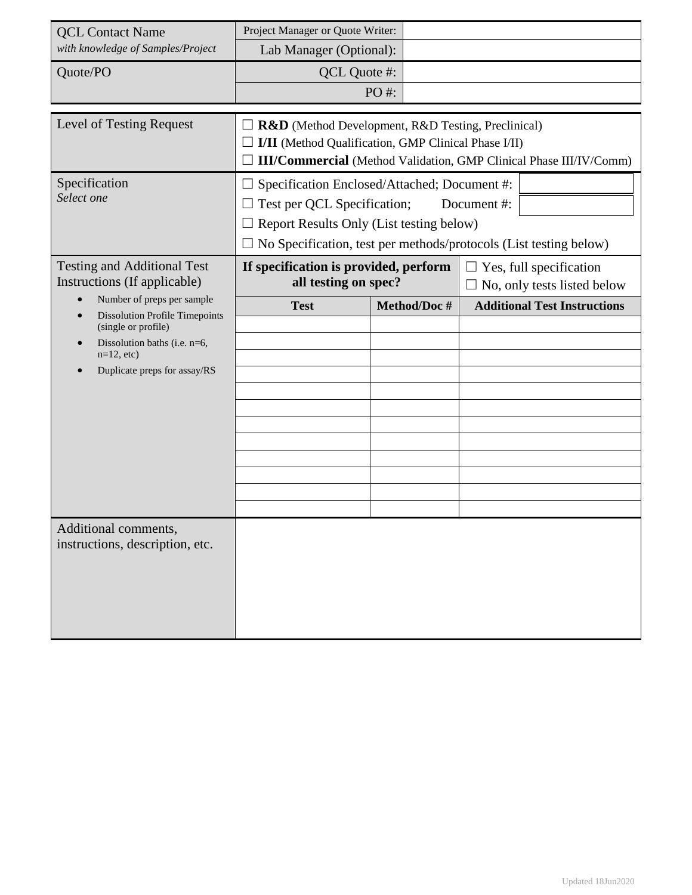| | | |
|---|---|---|
| QCL Contact Name *with knowledge of Samples/Project* | Project Manager or Quote Writer: | |
| | Lab Manager (Optional): | |
| Quote/PO | QCL Quote #: | |
| | PO #: | |

| | |
|---|---|
| Level of Testing Request | ☐ **R&D** (Method Development, R&D Testing, Preclinical)<br>☐ **I/II** (Method Qualification, GMP Clinical Phase I/II)<br>☐ **III/Commercial** (Method Validation, GMP Clinical Phase III/IV/Comm) |
| Specification *Select one* | ☐ Specification Enclosed/Attached; Document #: ___<br>☐ Test per QCL Specification; Document #: ___<br>☐ Report Results Only (List testing below)<br>☐ No Specification, test per methods/protocols (List testing below) |

| Testing and Additional Test Instructions (If applicable) | **If specification is provided, perform all testing on spec?** | | ☐ Yes, full specification<br>☐ No, only tests listed below |
|---|---|---|---|
| • Number of preps per sample<br>• Dissolution Profile Timepoints (single or profile)<br>• Dissolution baths (i.e. n=6, n=12, etc)<br>• Duplicate preps for assay/RS | **Test** | **Method/Doc #** | **Additional Test Instructions** |
| | | | |
| | | | |
| | | | |
| | | | |
| | | | |
| | | | |
| | | | |
| | | | |
| | | | |
| | | | |
| | | | |
| | | | |

| | |
|---|---|
| Additional comments, instructions, description, etc. | |

Updated 18Jun2020